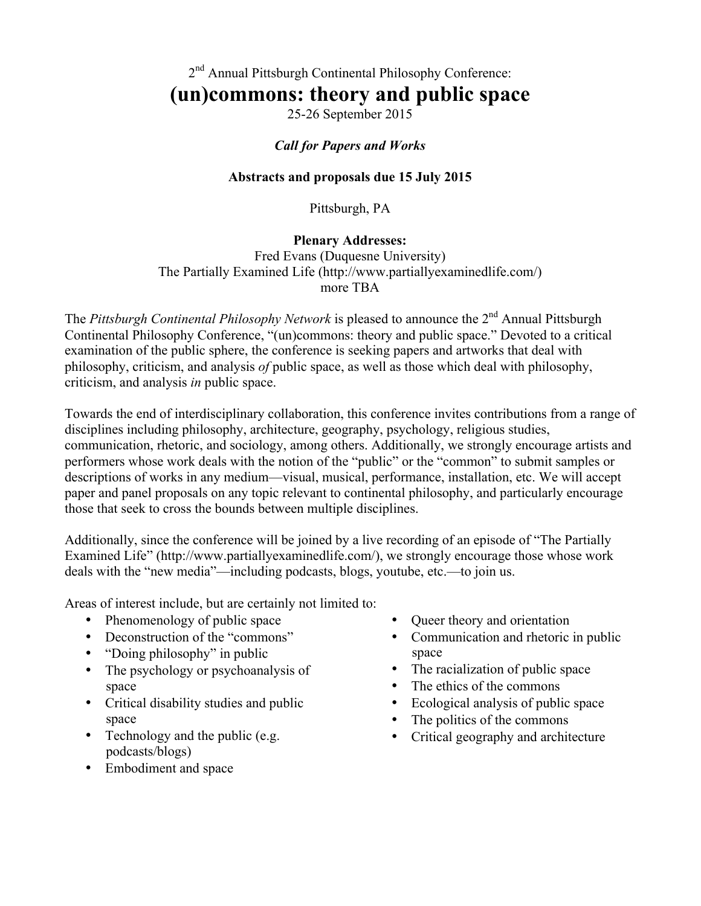2nd Annual Pittsburgh Continental Philosophy Conference:

# (un)commons: theory and public space

25-26 September 2015

***Call for Papers and Works***

**Abstracts and proposals due 15 July 2015**

Pittsburgh, PA

**Plenary Addresses:**

Fred Evans (Duquesne University)
The Partially Examined Life (http://www.partiallyexaminedlife.com/)
more TBA

The *Pittsburgh Continental Philosophy Network* is pleased to announce the 2nd Annual Pittsburgh Continental Philosophy Conference, "(un)commons: theory and public space." Devoted to a critical examination of the public sphere, the conference is seeking papers and artworks that deal with philosophy, criticism, and analysis *of* public space, as well as those which deal with philosophy, criticism, and analysis *in* public space.

Towards the end of interdisciplinary collaboration, this conference invites contributions from a range of disciplines including philosophy, architecture, geography, psychology, religious studies, communication, rhetoric, and sociology, among others. Additionally, we strongly encourage artists and performers whose work deals with the notion of the "public" or the "common" to submit samples or descriptions of works in any medium—visual, musical, performance, installation, etc. We will accept paper and panel proposals on any topic relevant to continental philosophy, and particularly encourage those that seek to cross the bounds between multiple disciplines.

Additionally, since the conference will be joined by a live recording of an episode of "The Partially Examined Life" (http://www.partiallyexaminedlife.com/), we strongly encourage those whose work deals with the "new media"—including podcasts, blogs, youtube, etc.—to join us.

Areas of interest include, but are certainly not limited to:

- Phenomenology of public space
- Deconstruction of the "commons"
- "Doing philosophy" in public
- The psychology or psychoanalysis of space
- Critical disability studies and public space
- Technology and the public (e.g. podcasts/blogs)
- Embodiment and space
- Queer theory and orientation
- Communication and rhetoric in public space
- The racialization of public space
- The ethics of the commons
- Ecological analysis of public space
- The politics of the commons
- Critical geography and architecture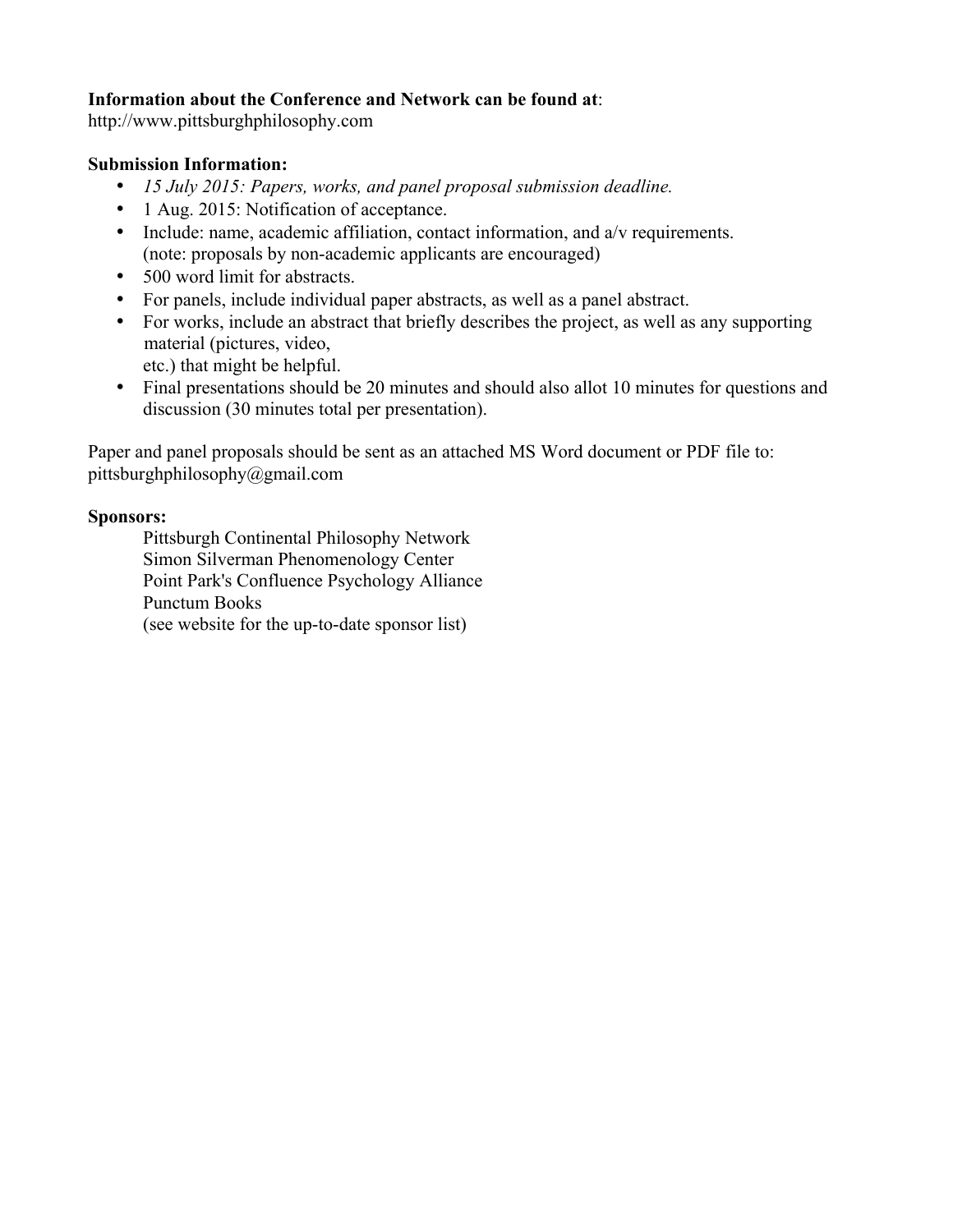**Information about the Conference and Network can be found at**:
http://www.pittsburghphilosophy.com

**Submission Information:**

- *15 July 2015: Papers, works, and panel proposal submission deadline.*
- 1 Aug. 2015: Notification of acceptance.
- Include: name, academic affiliation, contact information, and a/v requirements. (note: proposals by non-academic applicants are encouraged)
- 500 word limit for abstracts.
- For panels, include individual paper abstracts, as well as a panel abstract.
- For works, include an abstract that briefly describes the project, as well as any supporting material (pictures, video, etc.) that might be helpful.
- Final presentations should be 20 minutes and should also allot 10 minutes for questions and discussion (30 minutes total per presentation).

Paper and panel proposals should be sent as an attached MS Word document or PDF file to: pittsburghphilosophy@gmail.com

**Sponsors:**

Pittsburgh Continental Philosophy Network
Simon Silverman Phenomenology Center
Point Park's Confluence Psychology Alliance
Punctum Books
(see website for the up-to-date sponsor list)